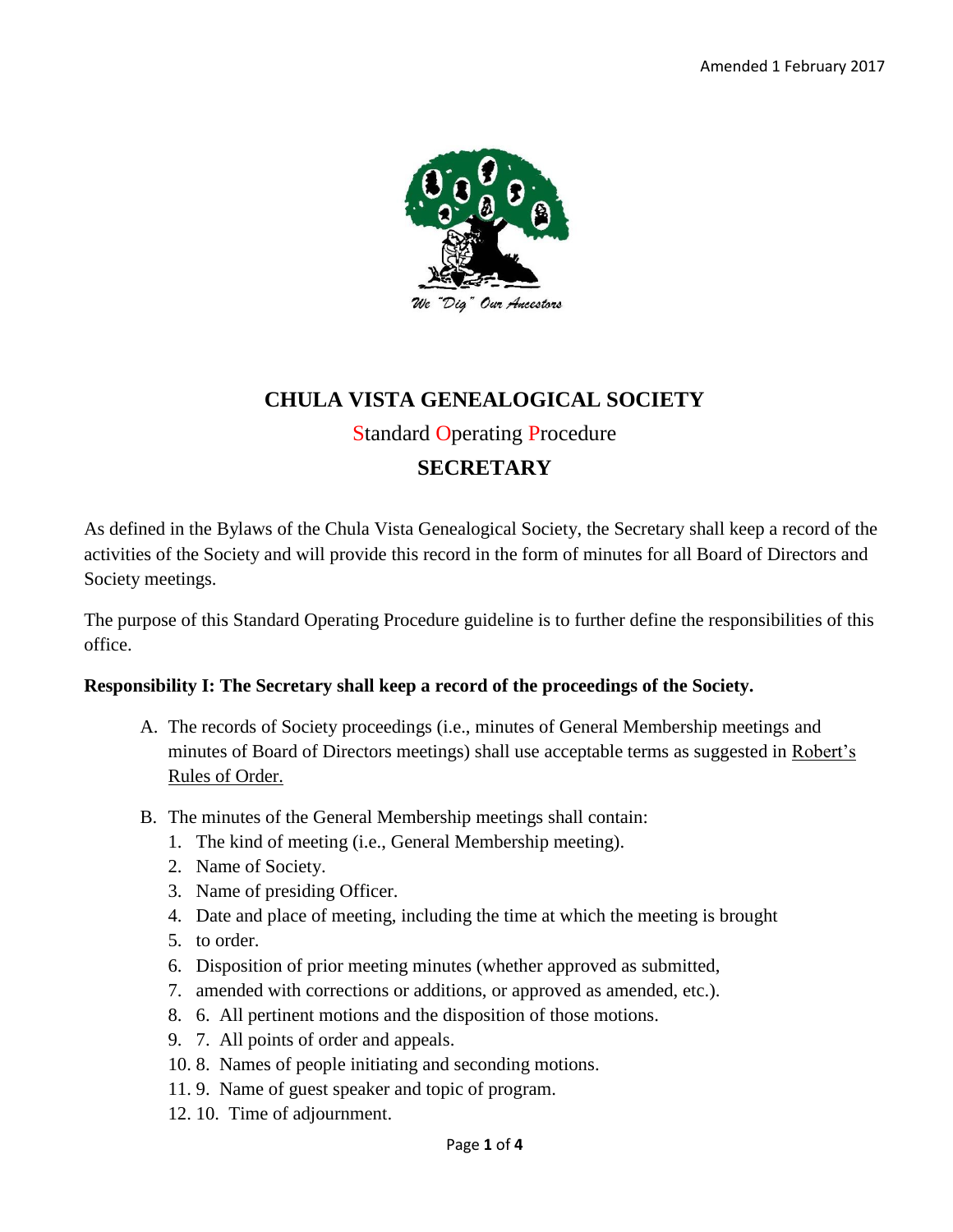Amended 1 February 2017

We "Dig" Our Ancestors

# CHULA VISTA GENEALOGICAL SOCIETY

## Standard Operating Procedure

## SECRETARY

As defined in the Bylaws of the Chula Vista Genealogical Society, the Secretary shall keep a record of the activities of the Society and will provide this record in the form of minutes for all Board of Directors and Society meetings.

The purpose of this Standard Operating Procedure guideline is to further define the responsibilities of this office.

**Responsibility I: The Secretary shall keep a record of the proceedings of the Society.**

A. The records of Society proceedings (i.e., minutes of General Membership meetings and minutes of Board of Directors meetings) shall use acceptable terms as suggested in Robert's Rules of Order.

B. The minutes of the General Membership meetings shall contain:
   1. The kind of meeting (i.e., General Membership meeting).
   2. Name of Society.
   3. Name of presiding Officer.
   4. Date and place of meeting, including the time at which the meeting is brought
   5. to order.
   6. Disposition of prior meeting minutes (whether approved as submitted,
   7. amended with corrections or additions, or approved as amended, etc.).
   8. 6. All pertinent motions and the disposition of those motions.
   9. 7. All points of order and appeals.
   10. 8. Names of people initiating and seconding motions.
   11. 9. Name of guest speaker and topic of program.
   12. 10. Time of adjournment.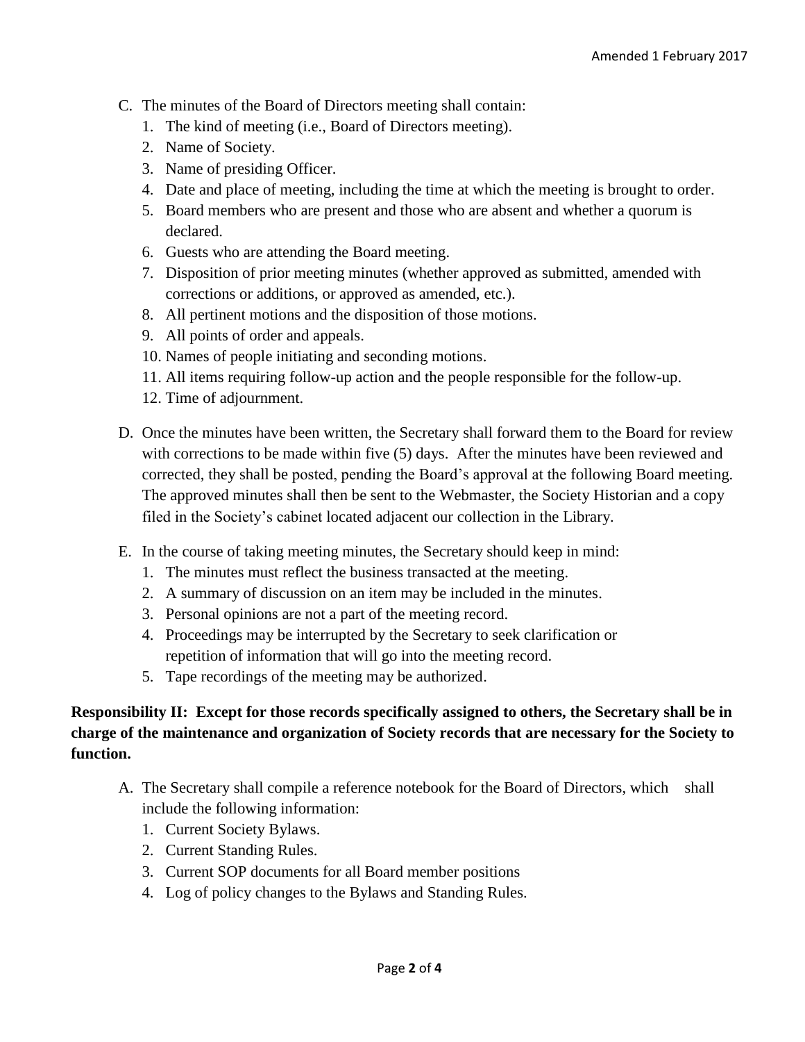C. The minutes of the Board of Directors meeting shall contain:
   1. The kind of meeting (i.e., Board of Directors meeting).
   2. Name of Society.
   3. Name of presiding Officer.
   4. Date and place of meeting, including the time at which the meeting is brought to order.
   5. Board members who are present and those who are absent and whether a quorum is declared.
   6. Guests who are attending the Board meeting.
   7. Disposition of prior meeting minutes (whether approved as submitted, amended with corrections or additions, or approved as amended, etc.).
   8. All pertinent motions and the disposition of those motions.
   9. All points of order and appeals.
   10. Names of people initiating and seconding motions.
   11. All items requiring follow-up action and the people responsible for the follow-up.
   12. Time of adjournment.

D. Once the minutes have been written, the Secretary shall forward them to the Board for review with corrections to be made within five (5) days. After the minutes have been reviewed and corrected, they shall be posted, pending the Board's approval at the following Board meeting. The approved minutes shall then be sent to the Webmaster, the Society Historian and a copy filed in the Society's cabinet located adjacent our collection in the Library.

E. In the course of taking meeting minutes, the Secretary should keep in mind:
   1. The minutes must reflect the business transacted at the meeting.
   2. A summary of discussion on an item may be included in the minutes.
   3. Personal opinions are not a part of the meeting record.
   4. Proceedings may be interrupted by the Secretary to seek clarification or repetition of information that will go into the meeting record.
   5. Tape recordings of the meeting may be authorized.

**Responsibility II: Except for those records specifically assigned to others, the Secretary shall be in charge of the maintenance and organization of Society records that are necessary for the Society to function.**

A. The Secretary shall compile a reference notebook for the Board of Directors, which shall include the following information:
   1. Current Society Bylaws.
   2. Current Standing Rules.
   3. Current SOP documents for all Board member positions
   4. Log of policy changes to the Bylaws and Standing Rules.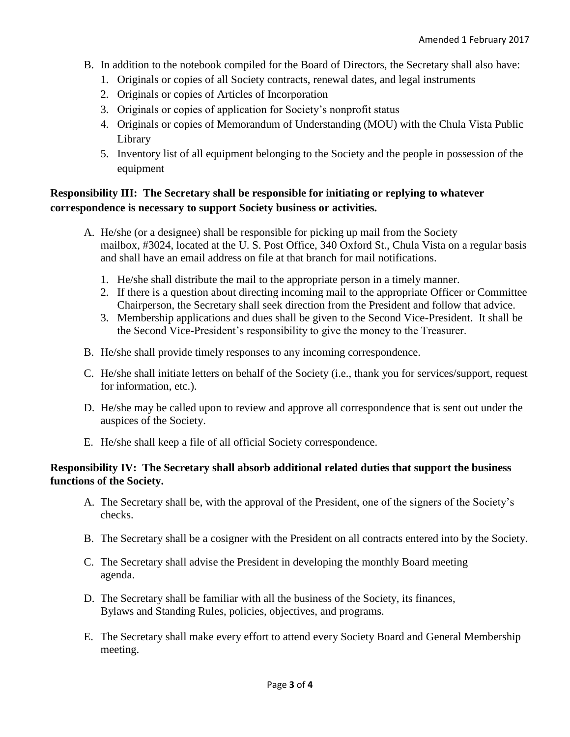B. In addition to the notebook compiled for the Board of Directors, the Secretary shall also have:
   1. Originals or copies of all Society contracts, renewal dates, and legal instruments
   2. Originals or copies of Articles of Incorporation
   3. Originals or copies of application for Society's nonprofit status
   4. Originals or copies of Memorandum of Understanding (MOU) with the Chula Vista Public Library
   5. Inventory list of all equipment belonging to the Society and the people in possession of the equipment

**Responsibility III: The Secretary shall be responsible for initiating or replying to whatever correspondence is necessary to support Society business or activities.**

A. He/she (or a designee) shall be responsible for picking up mail from the Society mailbox, #3024, located at the U. S. Post Office, 340 Oxford St., Chula Vista on a regular basis and shall have an email address on file at that branch for mail notifications.
   1. He/she shall distribute the mail to the appropriate person in a timely manner.
   2. If there is a question about directing incoming mail to the appropriate Officer or Committee Chairperson, the Secretary shall seek direction from the President and follow that advice.
   3. Membership applications and dues shall be given to the Second Vice-President. It shall be the Second Vice-President's responsibility to give the money to the Treasurer.

B. He/she shall provide timely responses to any incoming correspondence.

C. He/she shall initiate letters on behalf of the Society (i.e., thank you for services/support, request for information, etc.).

D. He/she may be called upon to review and approve all correspondence that is sent out under the auspices of the Society.

E. He/she shall keep a file of all official Society correspondence.

**Responsibility IV: The Secretary shall absorb additional related duties that support the business functions of the Society.**

A. The Secretary shall be, with the approval of the President, one of the signers of the Society's checks.

B. The Secretary shall be a cosigner with the President on all contracts entered into by the Society.

C. The Secretary shall advise the President in developing the monthly Board meeting agenda.

D. The Secretary shall be familiar with all the business of the Society, its finances, Bylaws and Standing Rules, policies, objectives, and programs.

E. The Secretary shall make every effort to attend every Society Board and General Membership meeting.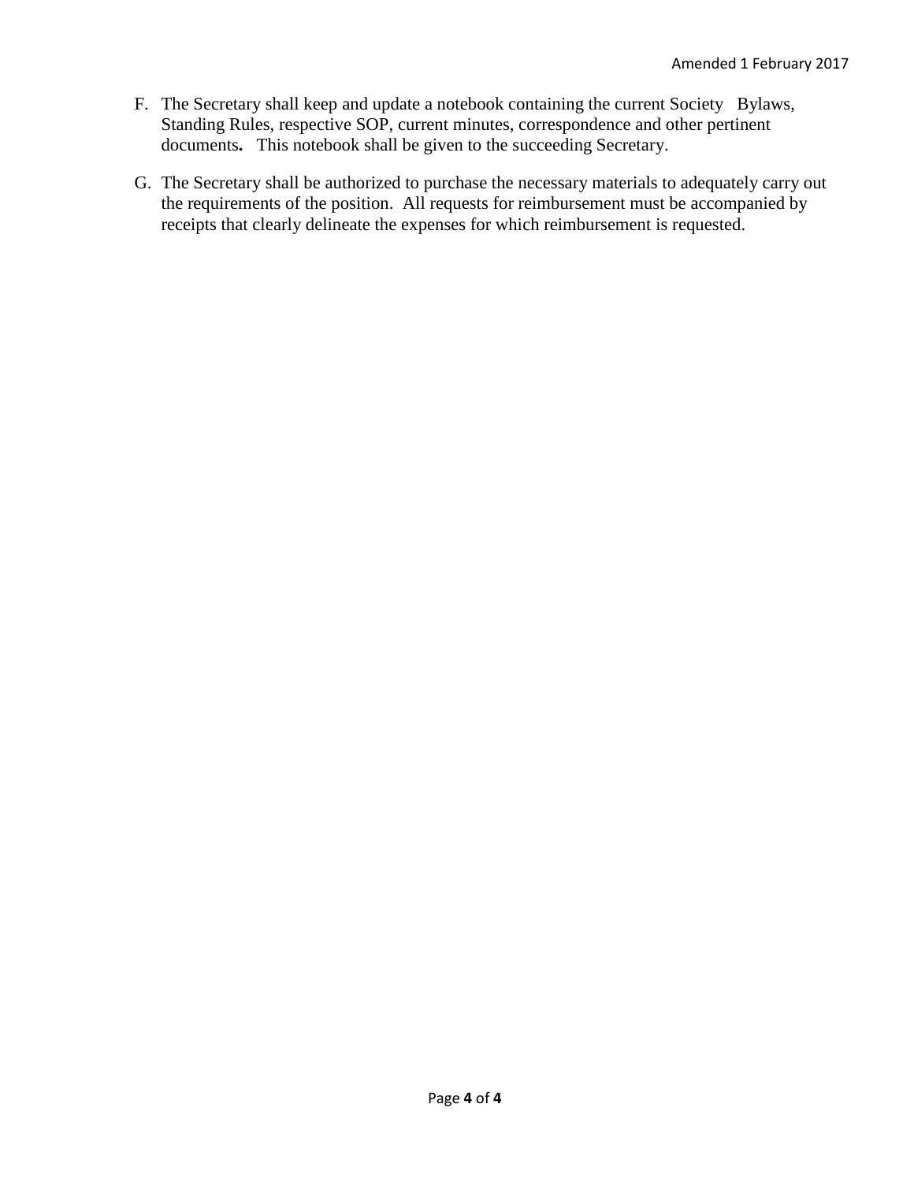F. The Secretary shall keep and update a notebook containing the current Society Bylaws, Standing Rules, respective SOP, current minutes, correspondence and other pertinent documents**.** This notebook shall be given to the succeeding Secretary.

G. The Secretary shall be authorized to purchase the necessary materials to adequately carry out the requirements of the position. All requests for reimbursement must be accompanied by receipts that clearly delineate the expenses for which reimbursement is requested.